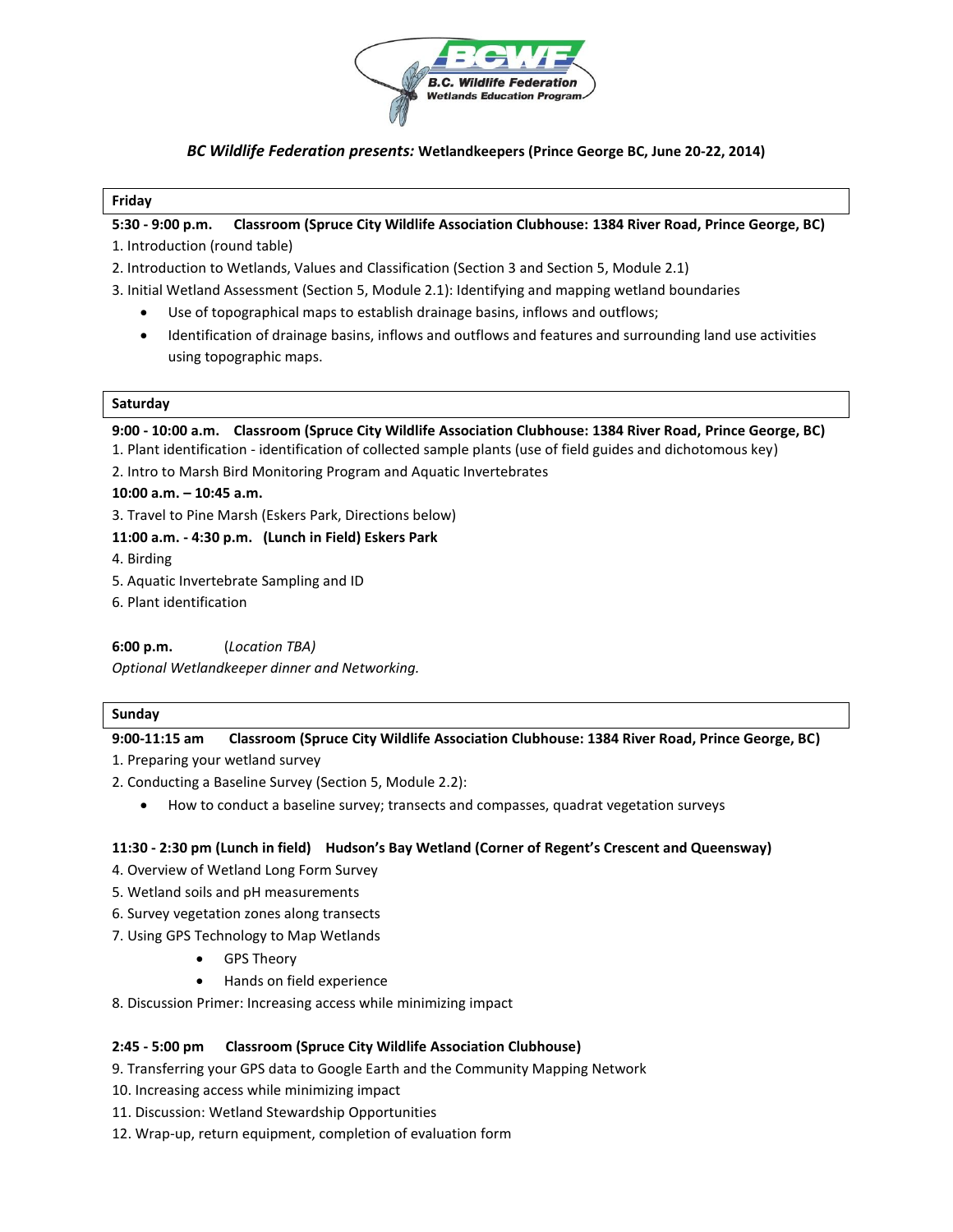BCWF
B.C. Wildlife Federation
Wetlands Education Program

# *BC Wildlife Federation presents:* Wetlandkeepers (Prince George BC, June 20-22, 2014)

## Friday

**5:30 - 9:00 p.m. Classroom (Spruce City Wildlife Association Clubhouse: 1384 River Road, Prince George, BC)**

1. Introduction (round table)
2. Introduction to Wetlands, Values and Classification (Section 3 and Section 5, Module 2.1)
3. Initial Wetland Assessment (Section 5, Module 2.1): Identifying and mapping wetland boundaries
   - Use of topographical maps to establish drainage basins, inflows and outflows;
   - Identification of drainage basins, inflows and outflows and features and surrounding land use activities using topographic maps.

## Saturday

**9:00 - 10:00 a.m. Classroom (Spruce City Wildlife Association Clubhouse: 1384 River Road, Prince George, BC)**

1. Plant identification - identification of collected sample plants (use of field guides and dichotomous key)
2. Intro to Marsh Bird Monitoring Program and Aquatic Invertebrates

**10:00 a.m. – 10:45 a.m.**

3. Travel to Pine Marsh (Eskers Park, Directions below)

**11:00 a.m. - 4:30 p.m. (Lunch in Field) Eskers Park**

4. Birding
5. Aquatic Invertebrate Sampling and ID
6. Plant identification

**6:00 p.m.** (*Location TBA*)

*Optional Wetlandkeeper dinner and Networking.*

## Sunday

**9:00-11:15 am Classroom (Spruce City Wildlife Association Clubhouse: 1384 River Road, Prince George, BC)**

1. Preparing your wetland survey
2. Conducting a Baseline Survey (Section 5, Module 2.2):
   - How to conduct a baseline survey; transects and compasses, quadrat vegetation surveys

**11:30 - 2:30 pm (Lunch in field) Hudson's Bay Wetland (Corner of Regent's Crescent and Queensway)**

4. Overview of Wetland Long Form Survey
5. Wetland soils and pH measurements
6. Survey vegetation zones along transects
7. Using GPS Technology to Map Wetlands
   - GPS Theory
   - Hands on field experience
8. Discussion Primer: Increasing access while minimizing impact

**2:45 - 5:00 pm Classroom (Spruce City Wildlife Association Clubhouse)**

9. Transferring your GPS data to Google Earth and the Community Mapping Network
10. Increasing access while minimizing impact
11. Discussion: Wetland Stewardship Opportunities
12. Wrap-up, return equipment, completion of evaluation form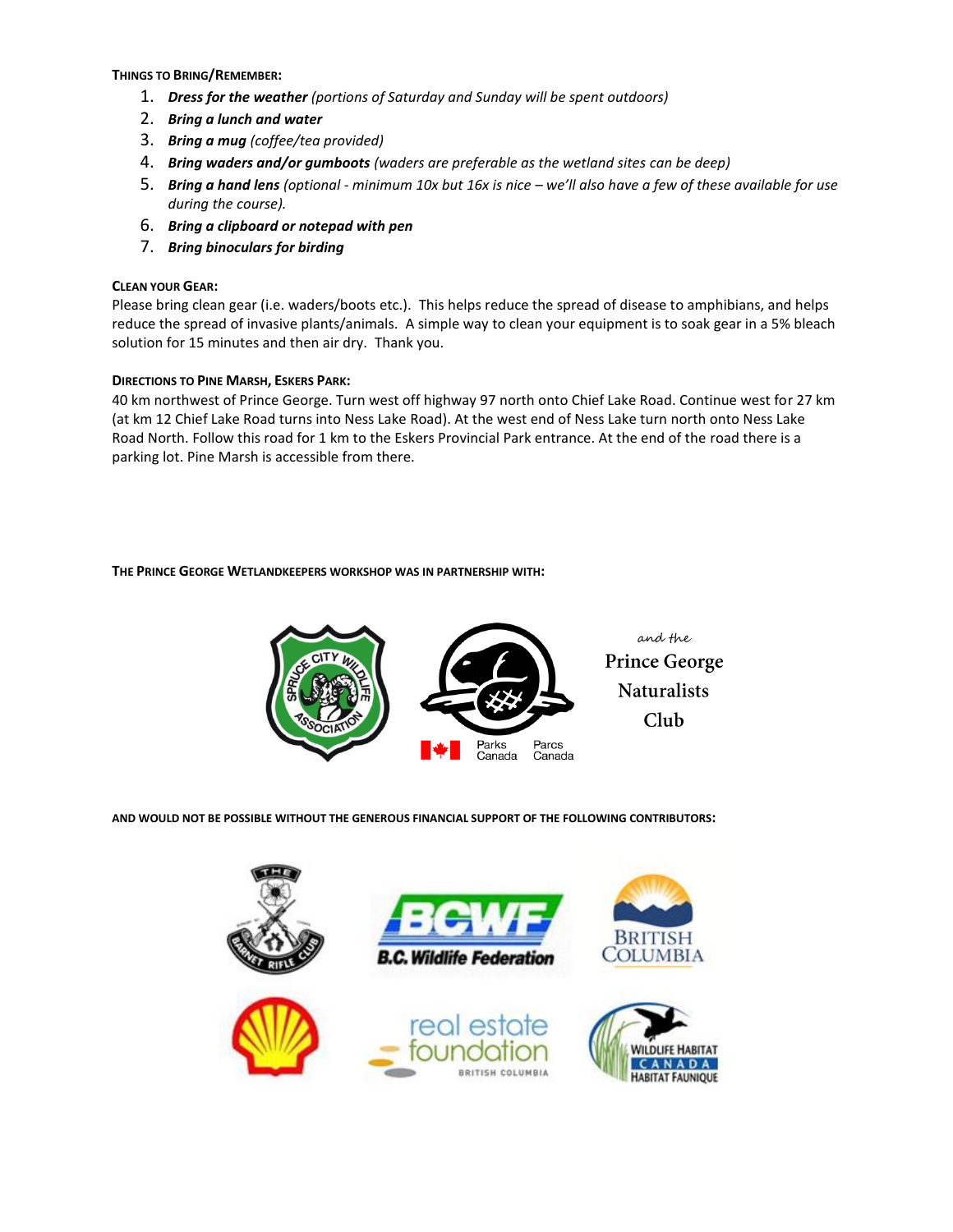**THINGS TO BRING/REMEMBER:**

1. ***Dress for the weather*** *(portions of Saturday and Sunday will be spent outdoors)*
2. ***Bring a lunch and water***
3. ***Bring a mug*** *(coffee/tea provided)*
4. ***Bring waders and/or gumboots*** *(waders are preferable as the wetland sites can be deep)*
5. ***Bring a hand lens*** *(optional - minimum 10x but 16x is nice – we'll also have a few of these available for use during the course).*
6. ***Bring a clipboard or notepad with pen***
7. ***Bring binoculars for birding***

**CLEAN YOUR GEAR:**

Please bring clean gear (i.e. waders/boots etc.). This helps reduce the spread of disease to amphibians, and helps reduce the spread of invasive plants/animals. A simple way to clean your equipment is to soak gear in a 5% bleach solution for 15 minutes and then air dry. Thank you.

**DIRECTIONS TO PINE MARSH, ESKERS PARK:**

40 km northwest of Prince George. Turn west off highway 97 north onto Chief Lake Road. Continue west for 27 km (at km 12 Chief Lake Road turns into Ness Lake Road). At the west end of Ness Lake turn north onto Ness Lake Road North. Follow this road for 1 km to the Eskers Provincial Park entrance. At the end of the road there is a parking lot. Pine Marsh is accessible from there.

**THE PRINCE GEORGE WETLANDKEEPERS WORKSHOP WAS IN PARTNERSHIP WITH:**

Spruce City Wildlife Association

Parks Canada Parcs Canada

and the Prince George Naturalists Club

**AND WOULD NOT BE POSSIBLE WITHOUT THE GENEROUS FINANCIAL SUPPORT OF THE FOLLOWING CONTRIBUTORS:**

The Barnet Rifle Club

BCWF B.C. Wildlife Federation

British Columbia

real estate foundation British Columbia

Wildlife Habitat Canada Habitat Faunique